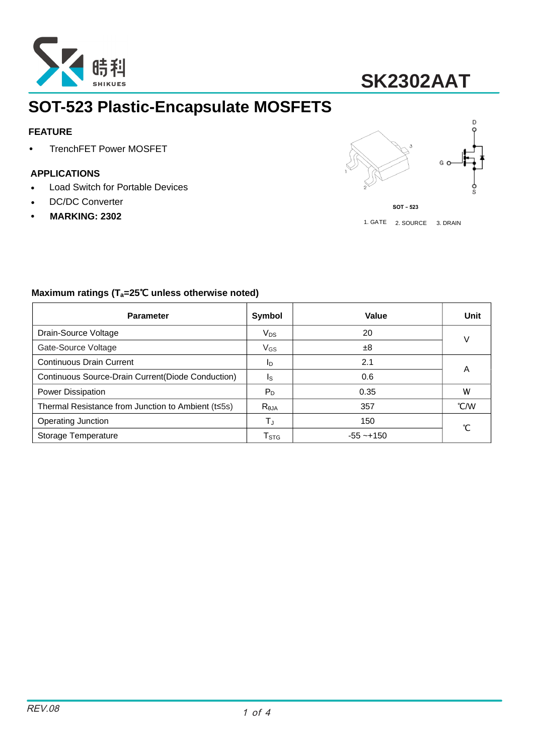# SK2302AAT

## SOT-523 Plastic-Encapsulate MOSFETS

### FEATURE

- TrenchFET Power MOSFET

### APPLICATIONS

- Load Switch for Portable Devices
- DC/DC Converter
- **MARKING: 2302**

SOT－523

1. GATE　2. SOURCE　3. DRAIN

### Maximum ratings ($T_a$=25℃ unless otherwise noted)

| Parameter | Symbol | Value | Unit |
|---|---|---|---|
| Drain-Source Voltage | $V_{DS}$ | 20 | V |
| Gate-Source Voltage | $V_{GS}$ | ±8 | |
| Continuous Drain Current | $I_D$ | 2.1 | A |
| Continuous Source-Drain Current(Diode Conduction) | $I_S$ | 0.6 | |
| Power Dissipation | $P_D$ | 0.35 | W |
| Thermal Resistance from Junction to Ambient (t≤5s) | $R_{\theta JA}$ | 357 | ℃/W |
| Operating Junction | $T_J$ | 150 | ℃ |
| Storage Temperature | $T_{STG}$ | -55 ~+150 | |

REV.08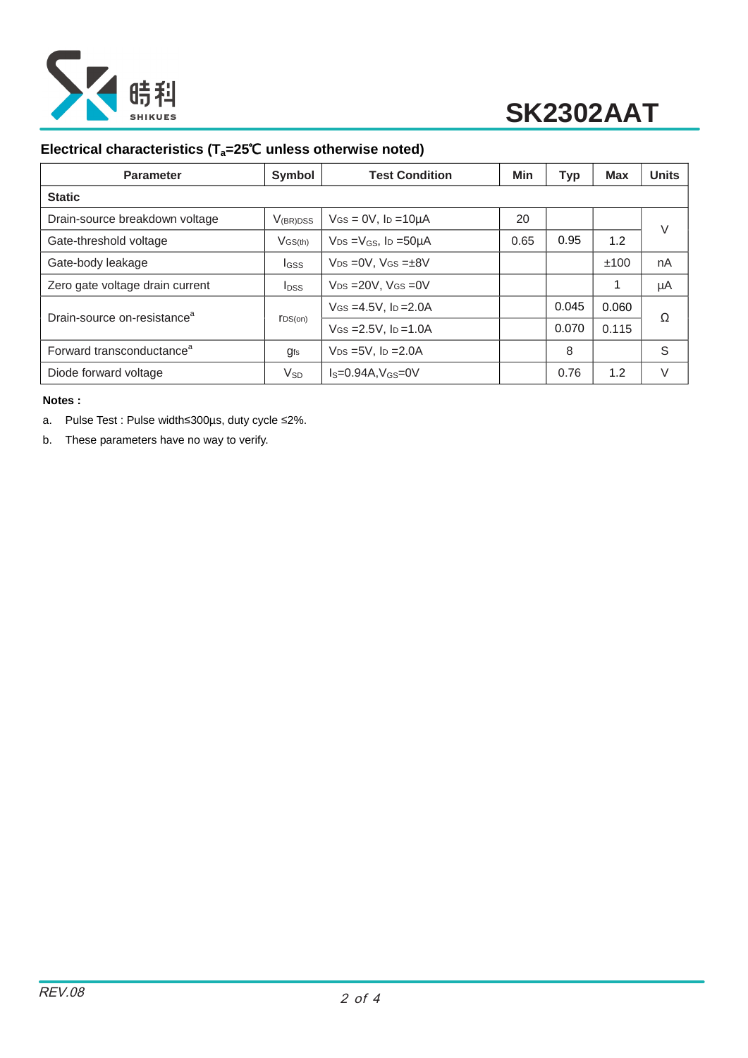## Electrical characteristics ($T_a$=25℃ unless otherwise noted)

| Parameter | Symbol | Test Condition | Min | Typ | Max | Units |
|---|---|---|---|---|---|---|
| **Static** | | | | | | |
| Drain-source breakdown voltage | $V_{(BR)DSS}$ | $V_{GS}$ = 0V, $I_D$ =10μA | 20 | | | V |
| Gate-threshold voltage | $V_{GS(th)}$ | $V_{DS}$ =$V_{GS}$, $I_D$ =50μA | 0.65 | 0.95 | 1.2 | V |
| Gate-body leakage | $I_{GSS}$ | $V_{DS}$ =0V, $V_{GS}$ =±8V | | | ±100 | nA |
| Zero gate voltage drain current | $I_{DSS}$ | $V_{DS}$ =20V, $V_{GS}$ =0V | | | 1 | μA |
| Drain-source on-resistance[a] | $r_{DS(on)}$ | $V_{GS}$ =4.5V, $I_D$ =2.0A | | 0.045 | 0.060 | Ω |
| | | $V_{GS}$ =2.5V, $I_D$ =1.0A | | 0.070 | 0.115 | Ω |
| Forward transconductance[a] | $g_{fs}$ | $V_{DS}$ =5V, $I_D$ =2.0A | | 8 | | S |
| Diode forward voltage | $V_{SD}$ | $I_S$=0.94A,$V_{GS}$=0V | | 0.76 | 1.2 | V |

**Notes :**

a. Pulse Test : Pulse width≤300μs, duty cycle ≤2%.

b. These parameters have no way to verify.

REV.08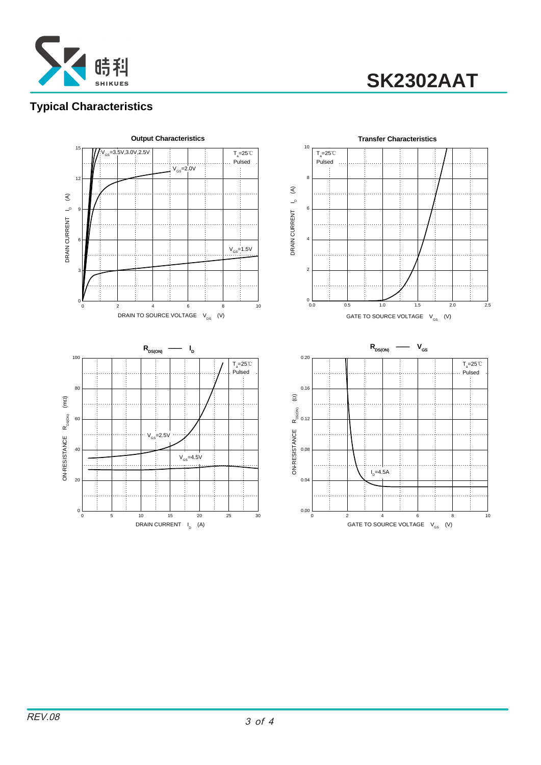# Typical Characteristics

**Output Characteristics**

$T_a$=25℃
Pulsed

$V_{GS}$=3.5V,3.0V,2.5V

$V_{GS}$=2.0V

$V_{GS}$=1.5V

DRAIN CURRENT $I_D$ (A)

DRAIN TO SOURCE VOLTAGE $V_{DS}$ (V)

**Transfer Characteristics**

$T_a$=25℃
Pulsed

DRAIN CURRENT $I_D$ (A)

GATE TO SOURCE VOLTAGE $V_{GS}$ (V)

**$R_{DS(ON)}$ — $I_D$**

$T_a$=25℃
Pulsed

$V_{GS}$=2.5V

$V_{GS}$=4.5V

ON-RESISTANCE $R_{DS(ON)}$ (mΩ)

DRAIN CURRENT $I_D$ (A)

**$R_{DS(ON)}$ — $V_{GS}$**

$T_a$=25℃
Pulsed

$I_D$=4.5A

ON-RESISTANCE $R_{DS(ON)}$ (Ω)

GATE TO SOURCE VOLTAGE $V_{GS}$ (V)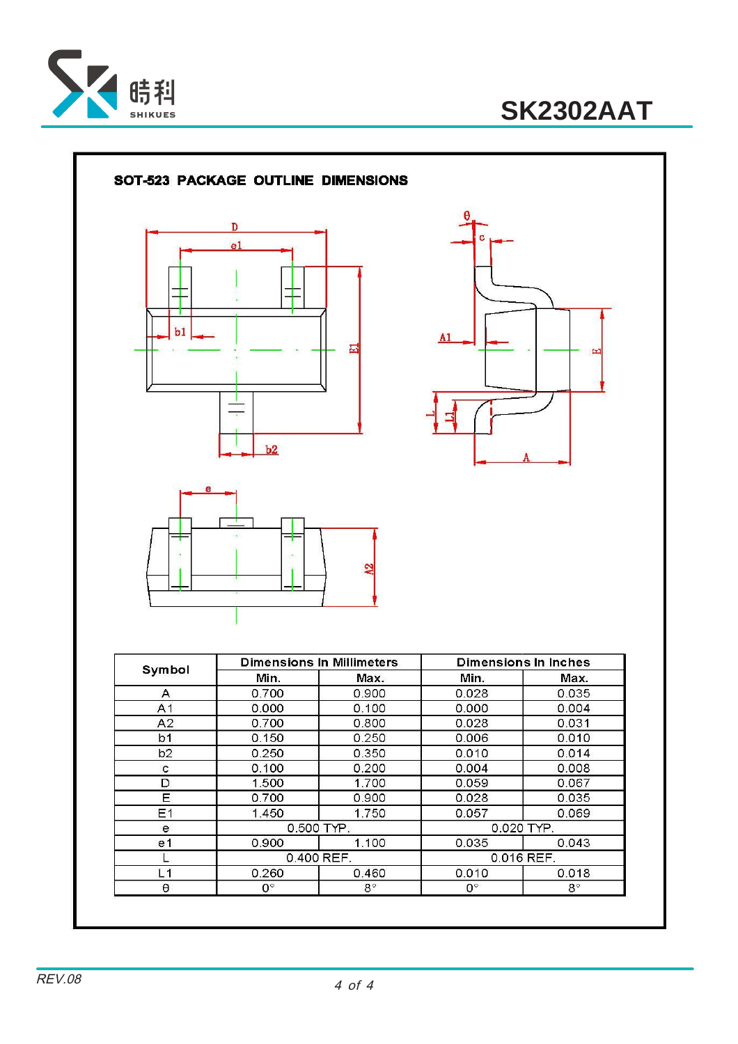## SOT-523 PACKAGE OUTLINE DIMENSIONS

D
e1
b1
E1
b2
θ
c
A1
E
L
L1
A
e
A2

| Symbol | Dimensions In Millimeters | | Dimensions In Inches | |
|---|---|---|---|---|
| | Min. | Max. | Min. | Max. |
| A | 0.700 | 0.900 | 0.028 | 0.035 |
| A1 | 0.000 | 0.100 | 0.000 | 0.004 |
| A2 | 0.700 | 0.800 | 0.028 | 0.031 |
| b1 | 0.150 | 0.250 | 0.006 | 0.010 |
| b2 | 0.250 | 0.350 | 0.010 | 0.014 |
| c | 0.100 | 0.200 | 0.004 | 0.008 |
| D | 1.500 | 1.700 | 0.059 | 0.067 |
| E | 0.700 | 0.900 | 0.028 | 0.035 |
| E1 | 1.450 | 1.750 | 0.057 | 0.069 |
| e | 0.500 TYP. | | 0.020 TYP. | |
| e1 | 0.900 | 1.100 | 0.035 | 0.043 |
| L | 0.400 REF. | | 0.016 REF. | |
| L1 | 0.260 | 0.460 | 0.010 | 0.018 |
| θ | 0° | 8° | 0° | 8° |